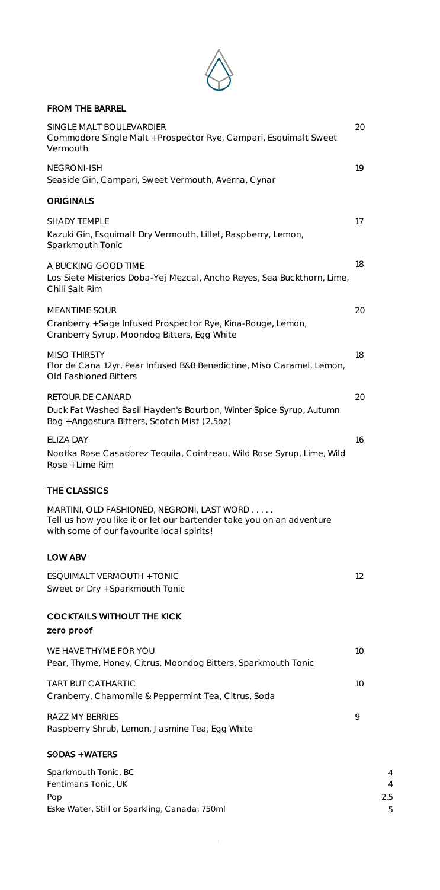## FROM THE BARREL

**SINGLE MALT BOULEVARDIER** — 20
Commodore Single Malt + Prospector Rye, Campari, Esquimalt Sweet Vermouth

**NEGRONI-ISH** — 19
Seaside Gin, Campari, Sweet Vermouth, Averna, Cynar

## ORIGINALS

**SHADY TEMPLE** — 17
Kazuki Gin, Esquimalt Dry Vermouth, Lillet, Raspberry, Lemon, Sparkmouth Tonic

**A BUCKING GOOD TIME** — 18
Los Siete Misterios Doba-Yej Mezcal, Ancho Reyes, Sea Buckthorn, Lime, Chili Salt Rim

**MEANTIME SOUR** — 20
Cranberry + Sage Infused Prospector Rye, Kina-Rouge, Lemon, Cranberry Syrup, Moondog Bitters, Egg White

**MISO THIRSTY** — 18
Flor de Cana 12yr, Pear Infused B&B Benedictine, Miso Caramel, Lemon, Old Fashioned Bitters

**RETOUR DE CANARD** — 20
Duck Fat Washed Basil Hayden's Bourbon, Winter Spice Syrup, Autumn Bog + Angostura Bitters, Scotch Mist (2.5oz)

**ELIZA DAY** — 16
Nootka Rose Casadorez Tequila, Cointreau, Wild Rose Syrup, Lime, Wild Rose + Lime Rim

## THE CLASSICS

MARTINI, OLD FASHIONED, NEGRONI, LAST WORD . . . . .
Tell us how you like it or let our bartender take you on an adventure with some of our favourite local spirits!

## LOW ABV

**ESQUIMALT VERMOUTH + TONIC** — 12
Sweet or Dry + Sparkmouth Tonic

## COCKTAILS WITHOUT THE KICK
### zero proof

**WE HAVE THYME FOR YOU** — 10
Pear, Thyme, Honey, Citrus, Moondog Bitters, Sparkmouth Tonic

**TART BUT CATHARTIC** — 10
Cranberry, Chamomile & Peppermint Tea, Citrus, Soda

**RAZZ MY BERRIES** — 9
Raspberry Shrub, Lemon, Jasmine Tea, Egg White

## SODAS + WATERS

| Item | Price |
| --- | --- |
| Sparkmouth Tonic, BC | 4 |
| Fentimans Tonic, UK | 4 |
| Pop | 2.5 |
| Eske Water, Still or Sparkling, Canada, 750ml | 5 |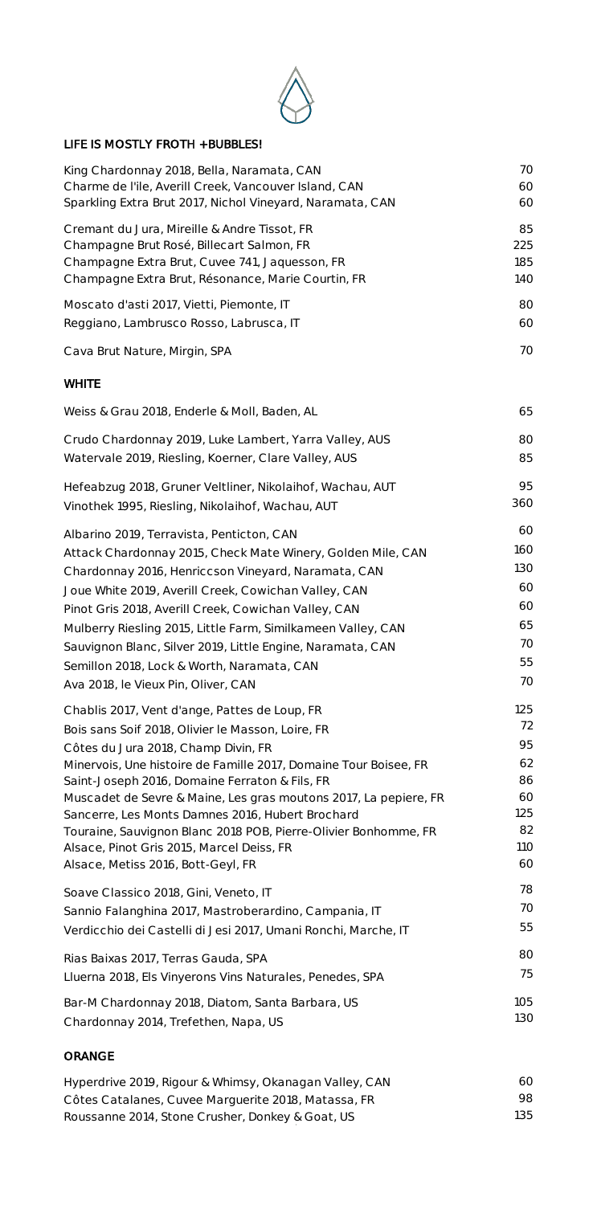## LIFE IS MOSTLY FROTH + BUBBLES!

| | |
|---|---|
| King Chardonnay 2018, Bella, Naramata, CAN | 70 |
| Charme de l'île, Averill Creek, Vancouver Island, CAN | 60 |
| Sparkling Extra Brut 2017, Nichol Vineyard, Naramata, CAN | 60 |
| Cremant du Jura, Mireille & Andre Tissot, FR | 85 |
| Champagne Brut Rosé, Billecart Salmon, FR | 225 |
| Champagne Extra Brut, Cuvee 741, Jaquesson, FR | 185 |
| Champagne Extra Brut, Résonance, Marie Courtin, FR | 140 |
| Moscato d'asti 2017, Vietti, Piemonte, IT | 80 |
| Reggiano, Lambrusco Rosso, Labrusca, IT | 60 |
| Cava Brut Nature, Mirgin, SPA | 70 |

## WHITE

| | |
|---|---|
| Weiss & Grau 2018, Enderle & Moll, Baden, AL | 65 |
| Crudo Chardonnay 2019, Luke Lambert, Yarra Valley, AUS | 80 |
| Watervale 2019, Riesling, Koerner, Clare Valley, AUS | 85 |
| Hefeabzug 2018, Gruner Veltliner, Nikolaihof, Wachau, AUT | 95 |
| Vinothek 1995, Riesling, Nikolaihof, Wachau, AUT | 360 |
| Albarino 2019, Terravista, Penticton, CAN | 60 |
| Attack Chardonnay 2015, Check Mate Winery, Golden Mile, CAN | 160 |
| Chardonnay 2016, Henriccson Vineyard, Naramata, CAN | 130 |
| Joue White 2019, Averill Creek, Cowichan Valley, CAN | 60 |
| Pinot Gris 2018, Averill Creek, Cowichan Valley, CAN | 60 |
| Mulberry Riesling 2015, Little Farm, Similkameen Valley, CAN | 65 |
| Sauvignon Blanc, Silver 2019, Little Engine, Naramata, CAN | 70 |
| Semillon 2018, Lock & Worth, Naramata, CAN | 55 |
| Ava 2018, le Vieux Pin, Oliver, CAN | 70 |
| Chablis 2017, Vent d'ange, Pattes de Loup, FR | 125 |
| Bois sans Soif 2018, Olivier le Masson, Loire, FR | 72 |
| Côtes du Jura 2018, Champ Divin, FR | 95 |
| Minervois, Une histoire de Famille 2017, Domaine Tour Boisee, FR | 62 |
| Saint-Joseph 2016, Domaine Ferraton & Fils, FR | 86 |
| Muscadet de Sevre & Maine, Les gras moutons 2017, La pepiere, FR | 60 |
| Sancerre, Les Monts Damnes 2016, Hubert Brochard | 125 |
| Touraine, Sauvignon Blanc 2018 POB, Pierre-Olivier Bonhomme, FR | 82 |
| Alsace, Pinot Gris 2015, Marcel Deiss, FR | 110 |
| Alsace, Metiss 2016, Bott-Geyl, FR | 60 |
| Soave Classico 2018, Gini, Veneto, IT | 78 |
| Sannio Falanghina 2017, Mastroberardino, Campania, IT | 70 |
| Verdicchio dei Castelli di Jesi 2017, Umani Ronchi, Marche, IT | 55 |
| Rias Baixas 2017, Terras Gauda, SPA | 80 |
| Lluerna 2018, Els Vinyerons Vins Naturales, Penedes, SPA | 75 |
| Bar-M Chardonnay 2018, Diatom, Santa Barbara, US | 105 |
| Chardonnay 2014, Trefethen, Napa, US | 130 |

## ORANGE

| | |
|---|---|
| Hyperdrive 2019, Rigour & Whimsy, Okanagan Valley, CAN | 60 |
| Côtes Catalanes, Cuvee Marguerite 2018, Matassa, FR | 98 |
| Roussanne 2014, Stone Crusher, Donkey & Goat, US | 135 |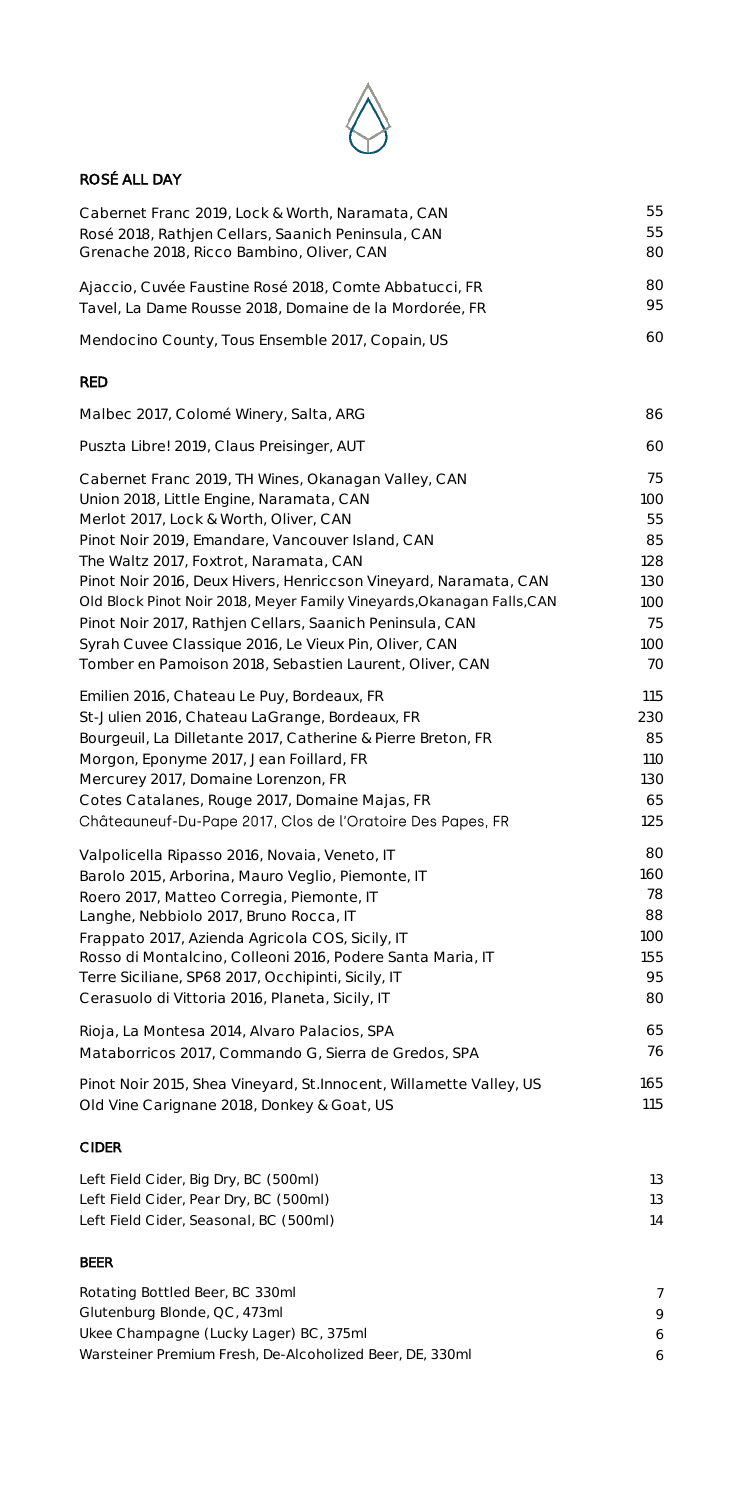## ROSÉ ALL DAY

| | |
|---|---|
| Cabernet Franc 2019, Lock & Worth, Naramata, CAN | 55 |
| Rosé 2018, Rathjen Cellars, Saanich Peninsula, CAN | 55 |
| Grenache 2018, Ricco Bambino, Oliver, CAN | 80 |
| Ajaccio, Cuvée Faustine Rosé 2018, Comte Abbatucci, FR | 80 |
| Tavel, La Dame Rousse 2018, Domaine de la Mordorée, FR | 95 |
| Mendocino County, Tous Ensemble 2017, Copain, US | 60 |

## RED

| | |
|---|---|
| Malbec 2017, Colomé Winery, Salta, ARG | 86 |
| Puszta Libre! 2019, Claus Preisinger, AUT | 60 |
| Cabernet Franc 2019, TH Wines, Okanagan Valley, CAN | 75 |
| Union 2018, Little Engine, Naramata, CAN | 100 |
| Merlot 2017, Lock & Worth, Oliver, CAN | 55 |
| Pinot Noir 2019, Emandare, Vancouver Island, CAN | 85 |
| The Waltz 2017, Foxtrot, Naramata, CAN | 128 |
| Pinot Noir 2016, Deux Hivers, Henriccson Vineyard, Naramata, CAN | 130 |
| Old Block Pinot Noir 2018, Meyer Family Vineyards,Okanagan Falls,CAN | 100 |
| Pinot Noir 2017, Rathjen Cellars, Saanich Peninsula, CAN | 75 |
| Syrah Cuvee Classique 2016, Le Vieux Pin, Oliver, CAN | 100 |
| Tomber en Pamoison 2018, Sebastien Laurent, Oliver, CAN | 70 |
| Emilien 2016, Chateau Le Puy, Bordeaux, FR | 115 |
| St-Julien 2016, Chateau LaGrange, Bordeaux, FR | 230 |
| Bourgeuil, La Dilletante 2017, Catherine & Pierre Breton, FR | 85 |
| Morgon, Eponyme 2017, Jean Foillard, FR | 110 |
| Mercurey 2017, Domaine Lorenzon, FR | 130 |
| Cotes Catalanes, Rouge 2017, Domaine Majas, FR | 65 |
| Châteauneuf-Du-Pape 2017, Clos de l'Oratoire Des Papes, FR | 125 |
| Valpolicella Ripasso 2016, Novaia, Veneto, IT | 80 |
| Barolo 2015, Arborina, Mauro Veglio, Piemonte, IT | 160 |
| Roero 2017, Matteo Correggia, Piemonte, IT | 78 |
| Langhe, Nebbiolo 2017, Bruno Rocca, IT | 88 |
| Frappato 2017, Azienda Agricola COS, Sicily, IT | 100 |
| Rosso di Montalcino, Colleoni 2016, Podere Santa Maria, IT | 155 |
| Terre Siciliane, SP68 2017, Occhipinti, Sicily, IT | 95 |
| Cerasuolo di Vittoria 2016, Planeta, Sicily, IT | 80 |
| Rioja, La Montesa 2014, Alvaro Palacios, SPA | 65 |
| Mataborricos 2017, Commando G, Sierra de Gredos, SPA | 76 |
| Pinot Noir 2015, Shea Vineyard, St.Innocent, Willamette Valley, US | 165 |
| Old Vine Carignane 2018, Donkey & Goat, US | 115 |

## CIDER

| | |
|---|---|
| Left Field Cider, Big Dry, BC (500ml) | 13 |
| Left Field Cider, Pear Dry, BC (500ml) | 13 |
| Left Field Cider, Seasonal, BC (500ml) | 14 |

## BEER

| | |
|---|---|
| Rotating Bottled Beer, BC 330ml | 7 |
| Glutenburg Blonde, QC, 473ml | 9 |
| Ukee Champagne (Lucky Lager) BC, 375ml | 6 |
| Warsteiner Premium Fresh, De-Alcoholized Beer, DE, 330ml | 6 |